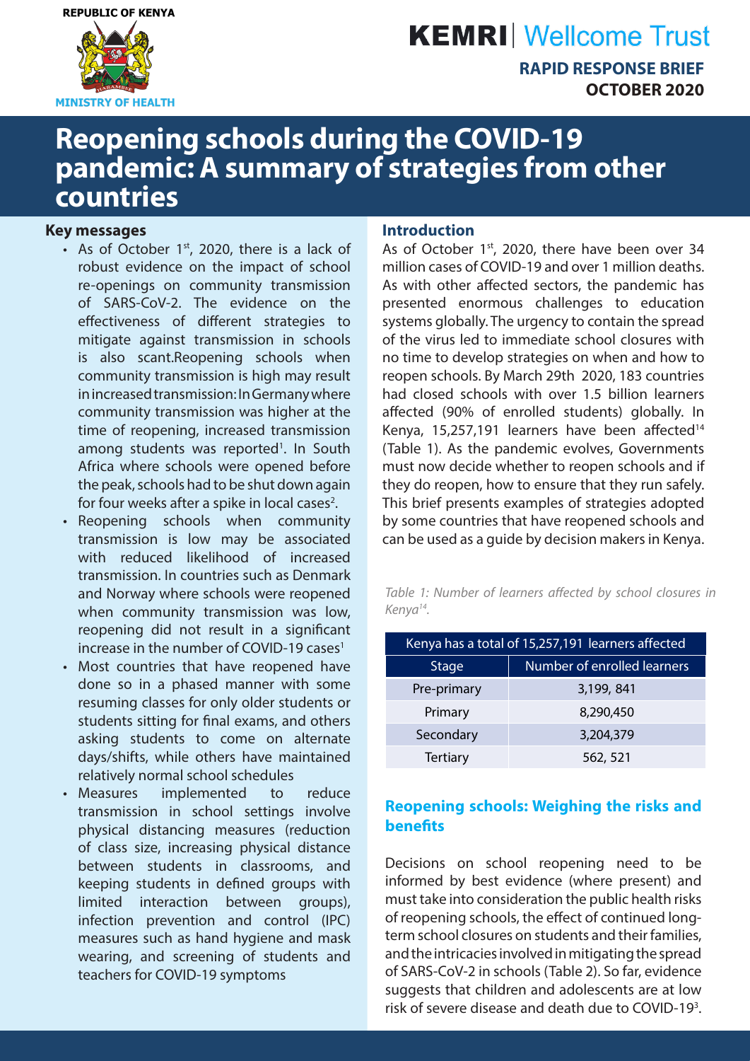REPUBLIC OF KENYA

MINISTRY OF HEALTH

KEMRI | Wellcome Trust

**RAPID RESPONSE BRIEF**
**OCTOBER 2020**

# Reopening schools during the COVID-19 pandemic: A summary of strategies from other countries

## Key messages

- As of October 1st, 2020, there is a lack of robust evidence on the impact of school re-openings on community transmission of SARS-CoV-2. The evidence on the effectiveness of different strategies to mitigate against transmission in schools is also scant.Reopening schools when community transmission is high may result in increased transmission: In Germany where community transmission was higher at the time of reopening, increased transmission among students was reported[1]. In South Africa where schools were opened before the peak, schools had to be shut down again for four weeks after a spike in local cases[2].
- Reopening schools when community transmission is low may be associated with reduced likelihood of increased transmission. In countries such as Denmark and Norway where schools were reopened when community transmission was low, reopening did not result in a significant increase in the number of COVID-19 cases[1]
- Most countries that have reopened have done so in a phased manner with some resuming classes for only older students or students sitting for final exams, and others asking students to come on alternate days/shifts, while others have maintained relatively normal school schedules
- Measures implemented to reduce transmission in school settings involve physical distancing measures (reduction of class size, increasing physical distance between students in classrooms, and keeping students in defined groups with limited interaction between groups), infection prevention and control (IPC) measures such as hand hygiene and mask wearing, and screening of students and teachers for COVID-19 symptoms

## Introduction

As of October 1st, 2020, there have been over 34 million cases of COVID-19 and over 1 million deaths. As with other affected sectors, the pandemic has presented enormous challenges to education systems globally. The urgency to contain the spread of the virus led to immediate school closures with no time to develop strategies on when and how to reopen schools. By March 29th 2020, 183 countries had closed schools with over 1.5 billion learners affected (90% of enrolled students) globally. In Kenya, 15,257,191 learners have been affected[14] (Table 1). As the pandemic evolves, Governments must now decide whether to reopen schools and if they do reopen, how to ensure that they run safely. This brief presents examples of strategies adopted by some countries that have reopened schools and can be used as a guide by decision makers in Kenya.

*Table 1: Number of learners affected by school closures in Kenya[14].*

| Kenya has a total of 15,257,191 learners affected | |
|---|---|
| **Stage** | **Number of enrolled learners** |
| Pre-primary | 3,199, 841 |
| Primary | 8,290,450 |
| Secondary | 3,204,379 |
| Tertiary | 562, 521 |

## Reopening schools: Weighing the risks and benefits

Decisions on school reopening need to be informed by best evidence (where present) and must take into consideration the public health risks of reopening schools, the effect of continued long-term school closures on students and their families, and the intricacies involved in mitigating the spread of SARS-CoV-2 in schools (Table 2). So far, evidence suggests that children and adolescents are at low risk of severe disease and death due to COVID-19[3].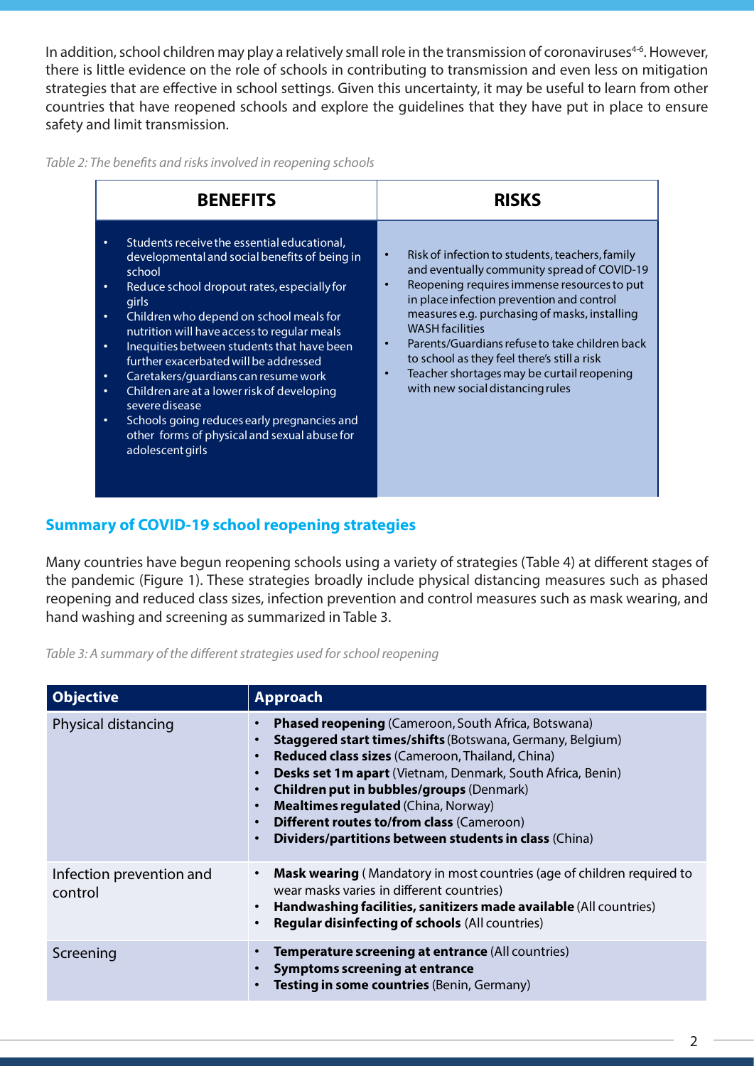In addition, school children may play a relatively small role in the transmission of coronaviruses[4-6]. However, there is little evidence on the role of schools in contributing to transmission and even less on mitigation strategies that are effective in school settings. Given this uncertainty, it may be useful to learn from other countries that have reopened schools and explore the guidelines that they have put in place to ensure safety and limit transmission.

*Table 2: The benefits and risks involved in reopening schools*

| BENEFITS | RISKS |
| --- | --- |
| • Students receive the essential educational, developmental and social benefits of being in school<br>• Reduce school dropout rates, especially for girls<br>• Children who depend on school meals for nutrition will have access to regular meals<br>• Inequities between students that have been further exacerbated will be addressed<br>• Caretakers/guardians can resume work<br>• Children are at a lower risk of developing severe disease<br>• Schools going reduces early pregnancies and other forms of physical and sexual abuse for adolescent girls | • Risk of infection to students, teachers, family and eventually community spread of COVID-19<br>• Reopening requires immense resources to put in place infection prevention and control measures e.g. purchasing of masks, installing WASH facilities<br>• Parents/Guardians refuse to take children back to school as they feel there's still a risk<br>• Teacher shortages may be curtail reopening with new social distancing rules |

## Summary of COVID-19 school reopening strategies

Many countries have begun reopening schools using a variety of strategies (Table 4) at different stages of the pandemic (Figure 1). These strategies broadly include physical distancing measures such as phased reopening and reduced class sizes, infection prevention and control measures such as mask wearing, and hand washing and screening as summarized in Table 3.

*Table 3: A summary of the different strategies used for school reopening*

| Objective | Approach |
| --- | --- |
| Physical distancing | • **Phased reopening** (Cameroon, South Africa, Botswana)<br>• **Staggered start times/shifts** (Botswana, Germany, Belgium)<br>• **Reduced class sizes** (Cameroon, Thailand, China)<br>• **Desks set 1m apart** (Vietnam, Denmark, South Africa, Benin)<br>• **Children put in bubbles/groups** (Denmark)<br>• **Mealtimes regulated** (China, Norway)<br>• **Different routes to/from class** (Cameroon)<br>• **Dividers/partitions between students in class** (China) |
| Infection prevention and control | • **Mask wearing** ( Mandatory in most countries (age of children required to wear masks varies in different countries)<br>• **Handwashing facilities, sanitizers made available** (All countries)<br>• **Regular disinfecting of schools** (All countries) |
| Screening | • **Temperature screening at entrance** (All countries)<br>• **Symptoms screening at entrance**<br>• **Testing in some countries** (Benin, Germany) |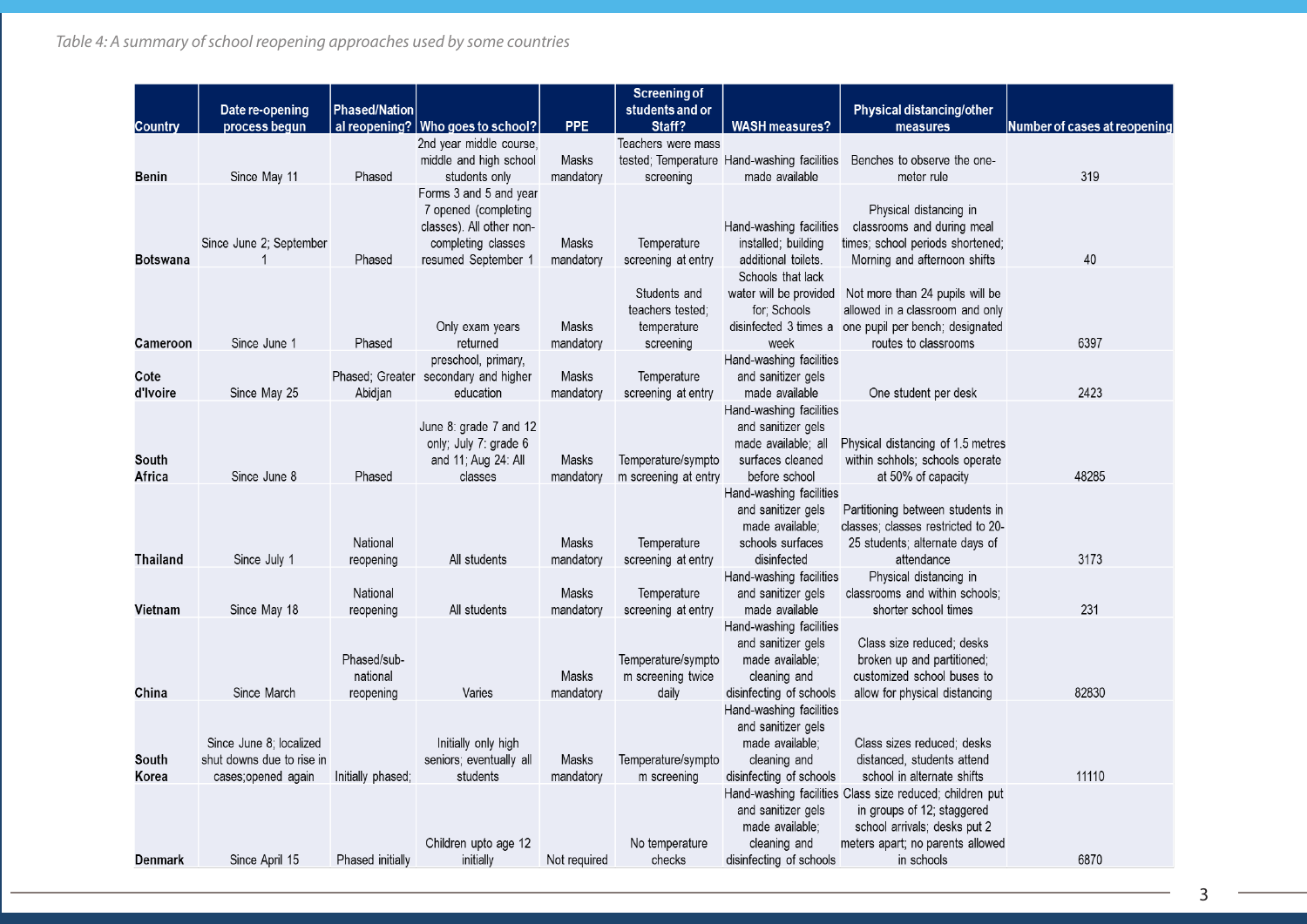*Table 4: A summary of school reopening approaches used by some countries*

| Country | Date re-opening process begun | Phased/National reopening? | Who goes to school? | PPE | Screening of students and or Staff? | WASH measures? | Physical distancing/other measures | Number of cases at reopening |
|---|---|---|---|---|---|---|---|---|
| Benin | Since May 11 | Phased | 2nd year middle course, middle and high school students only | Masks mandatory | Teachers were mass tested; Temperature screening | Hand-washing facilities made available | Benches to observe the one-meter rule | 319 |
| Botswana | Since June 2; September 1 | Phased | Forms 3 and 5 and year 7 opened (completing classes). All other non-completing classes resumed September 1 | Masks mandatory | Temperature screening at entry | Hand-washing facilities installed; building additional toilets. | Physical distancing in classrooms and during meal times; school periods shortened; Morning and afternoon shifts | 40 |
| Cameroon | Since June 1 | Phased | Only exam years returned | Masks mandatory | Students and teachers tested; temperature screening | Schools that lack water will be provided for; Schools disinfected 3 times a week | Not more than 24 pupils will be allowed in a classroom and only one pupil per bench; designated routes to classrooms | 6397 |
| Cote d'Ivoire | Since May 25 | Phased; Greater Abidjan | preschool, primary, secondary and higher education | Masks mandatory | Temperature screening at entry | Hand-washing facilities and sanitizer gels made available | One student per desk | 2423 |
| South Africa | Since June 8 | Phased | June 8: grade 7 and 12 only; July 7: grade 6 and 11; Aug 24: All classes | Masks mandatory | Temperature/symptom screening at entry | Hand-washing facilities and sanitizer gels made available; all surfaces cleaned before school | Physical distancing of 1.5 metres within schhols; schools operate at 50% of capacity | 48285 |
| Thailand | Since July 1 | National reopening | All students | Masks mandatory | Temperature screening at entry | Hand-washing facilities and sanitizer gels made available; schools surfaces disinfected | Partitioning between students in classes; classes restricted to 20-25 students; alternate days of attendance | 3173 |
| Vietnam | Since May 18 | National reopening | All students | Masks mandatory | Temperature screening at entry | Hand-washing facilities and sanitizer gels made available | Physical distancing in classrooms and within schools; shorter school times | 231 |
| China | Since March | Phased/sub-national reopening | Varies | Masks mandatory | Temperature/symptom screening twice daily | Hand-washing facilities and sanitizer gels made available; cleaning and disinfecting of schools | Class size reduced; desks broken up and partitioned; customized school buses to allow for physical distancing | 82830 |
| South Korea | Since June 8; localized shut downs due to rise in cases;opened again | Initially phased; | Initially only high seniors; eventually all students | Masks mandatory | Temperature/symptom screening | Hand-washing facilities and sanitizer gels made available; cleaning and disinfecting of schools | Class sizes reduced; desks distanced, students attend school in alternate shifts | 11110 |
| Denmark | Since April 15 | Phased initially | Children upto age 12 initially | Not required | No temperature checks | Hand-washing facilities and sanitizer gels made available; cleaning and disinfecting of schools | Class size reduced; children put in groups of 12; staggered school arrivals; desks put 2 meters apart; no parents allowed in schools | 6870 |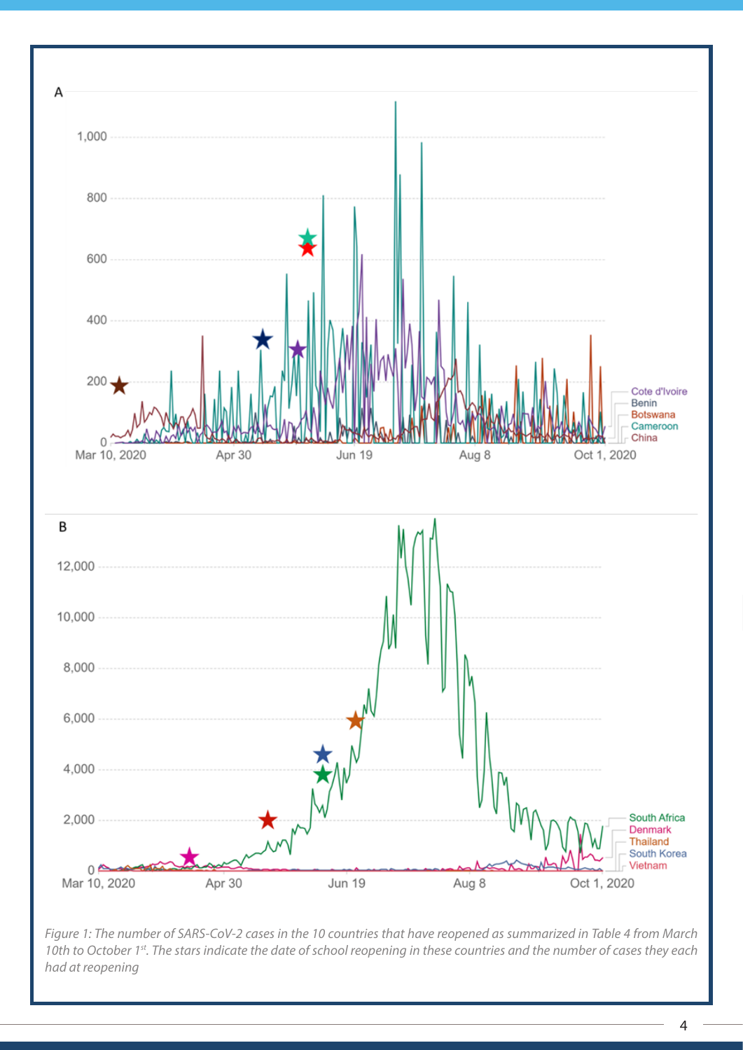*Figure 1: The number of SARS-CoV-2 cases in the 10 countries that have reopened as summarized in Table 4 from March 10th to October 1st. The stars indicate the date of school reopening in these countries and the number of cases they each had at reopening*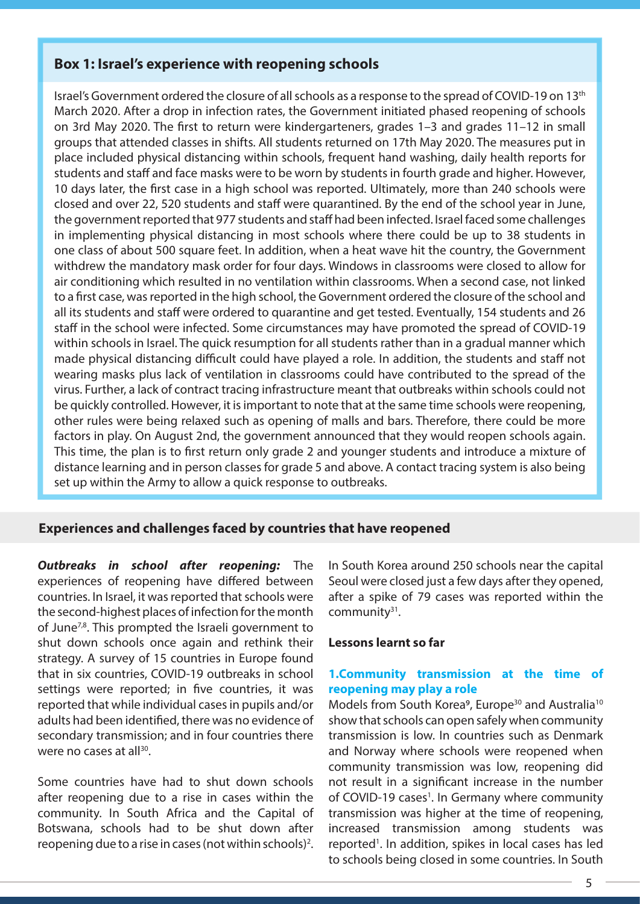## Box 1: Israel's experience with reopening schools

Israel's Government ordered the closure of all schools as a response to the spread of COVID-19 on 13th March 2020. After a drop in infection rates, the Government initiated phased reopening of schools on 3rd May 2020. The first to return were kindergarteners, grades 1–3 and grades 11–12 in small groups that attended classes in shifts. All students returned on 17th May 2020. The measures put in place included physical distancing within schools, frequent hand washing, daily health reports for students and staff and face masks were to be worn by students in fourth grade and higher. However, 10 days later, the first case in a high school was reported. Ultimately, more than 240 schools were closed and over 22, 520 students and staff were quarantined. By the end of the school year in June, the government reported that 977 students and staff had been infected. Israel faced some challenges in implementing physical distancing in most schools where there could be up to 38 students in one class of about 500 square feet. In addition, when a heat wave hit the country, the Government withdrew the mandatory mask order for four days. Windows in classrooms were closed to allow for air conditioning which resulted in no ventilation within classrooms. When a second case, not linked to a first case, was reported in the high school, the Government ordered the closure of the school and all its students and staff were ordered to quarantine and get tested. Eventually, 154 students and 26 staff in the school were infected. Some circumstances may have promoted the spread of COVID-19 within schools in Israel. The quick resumption for all students rather than in a gradual manner which made physical distancing difficult could have played a role. In addition, the students and staff not wearing masks plus lack of ventilation in classrooms could have contributed to the spread of the virus. Further, a lack of contract tracing infrastructure meant that outbreaks within schools could not be quickly controlled. However, it is important to note that at the same time schools were reopening, other rules were being relaxed such as opening of malls and bars. Therefore, there could be more factors in play. On August 2nd, the government announced that they would reopen schools again. This time, the plan is to first return only grade 2 and younger students and introduce a mixture of distance learning and in person classes for grade 5 and above. A contact tracing system is also being set up within the Army to allow a quick response to outbreaks.

## Experiences and challenges faced by countries that have reopened

***Outbreaks in school after reopening:*** The experiences of reopening have differed between countries. In Israel, it was reported that schools were the second-highest places of infection for the month of June[7,8]. This prompted the Israeli government to shut down schools once again and rethink their strategy. A survey of 15 countries in Europe found that in six countries, COVID-19 outbreaks in school settings were reported; in five countries, it was reported that while individual cases in pupils and/or adults had been identified, there was no evidence of secondary transmission; and in four countries there were no cases at all[30].

Some countries have had to shut down schools after reopening due to a rise in cases within the community. In South Africa and the Capital of Botswana, schools had to be shut down after reopening due to a rise in cases (not within schools)[2].

In South Korea around 250 schools near the capital Seoul were closed just a few days after they opened, after a spike of 79 cases was reported within the community[31].

### Lessons learnt so far

#### 1. Community transmission at the time of reopening may play a role

Models from South Korea[9], Europe[30] and Australia[10] show that schools can open safely when community transmission is low. In countries such as Denmark and Norway where schools were reopened when community transmission was low, reopening did not result in a significant increase in the number of COVID-19 cases[1]. In Germany where community transmission was higher at the time of reopening, increased transmission among students was reported[1]. In addition, spikes in local cases has led to schools being closed in some countries. In South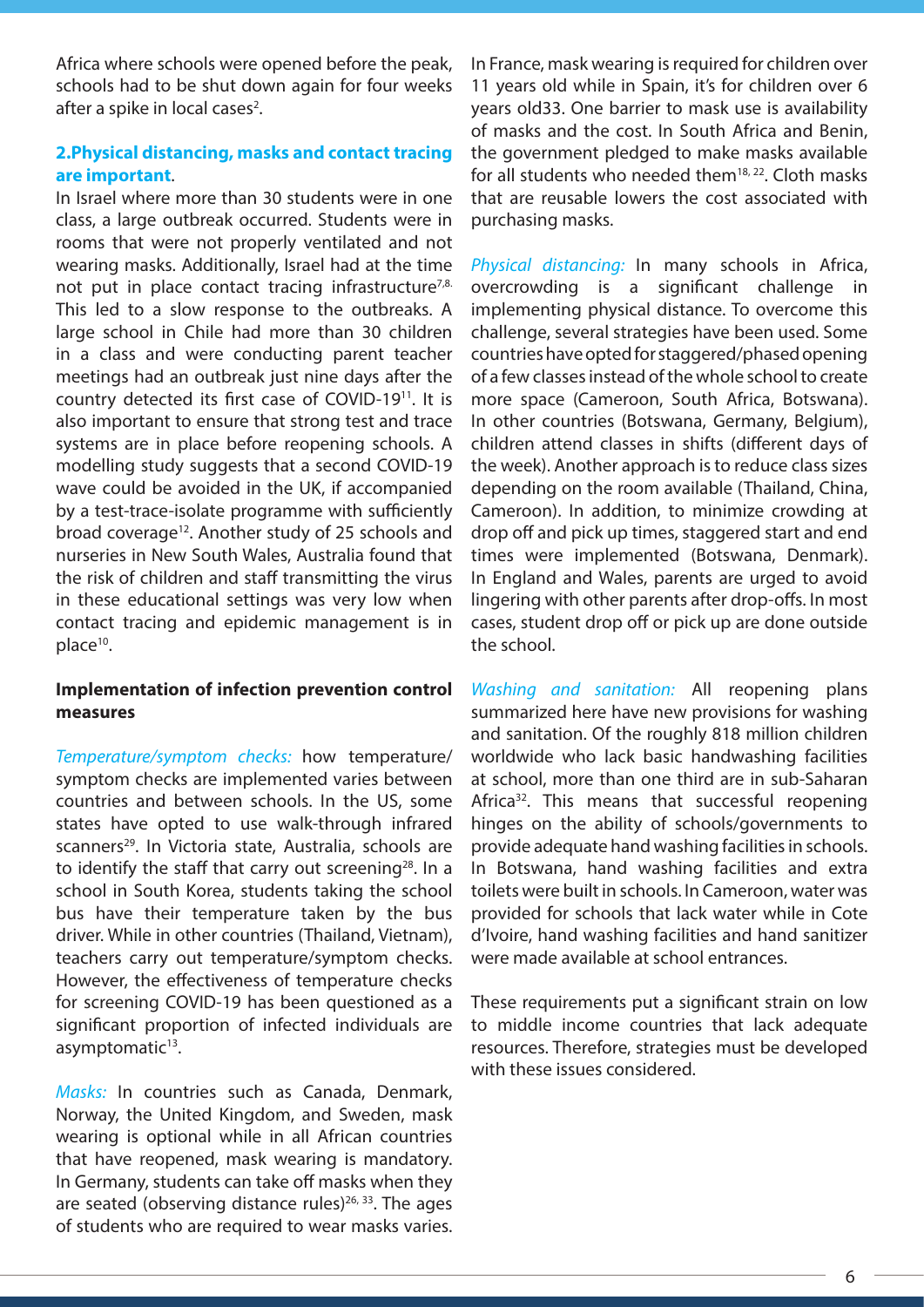Africa where schools were opened before the peak, schools had to be shut down again for four weeks after a spike in local cases[2].

### 2.Physical distancing, masks and contact tracing are important.

In Israel where more than 30 students were in one class, a large outbreak occurred. Students were in rooms that were not properly ventilated and not wearing masks. Additionally, Israel had at the time not put in place contact tracing infrastructure[7,8.] This led to a slow response to the outbreaks. A large school in Chile had more than 30 children in a class and were conducting parent teacher meetings had an outbreak just nine days after the country detected its first case of COVID-19[11]. It is also important to ensure that strong test and trace systems are in place before reopening schools. A modelling study suggests that a second COVID-19 wave could be avoided in the UK, if accompanied by a test-trace-isolate programme with sufficiently broad coverage[12]. Another study of 25 schools and nurseries in New South Wales, Australia found that the risk of children and staff transmitting the virus in these educational settings was very low when contact tracing and epidemic management is in place[10].

### Implementation of infection prevention control measures

*Temperature/symptom checks:* how temperature/ symptom checks are implemented varies between countries and between schools. In the US, some states have opted to use walk-through infrared scanners[29]. In Victoria state, Australia, schools are to identify the staff that carry out screening[28]. In a school in South Korea, students taking the school bus have their temperature taken by the bus driver. While in other countries (Thailand, Vietnam), teachers carry out temperature/symptom checks. However, the effectiveness of temperature checks for screening COVID-19 has been questioned as a significant proportion of infected individuals are asymptomatic[13].

*Masks:* In countries such as Canada, Denmark, Norway, the United Kingdom, and Sweden, mask wearing is optional while in all African countries that have reopened, mask wearing is mandatory. In Germany, students can take off masks when they are seated (observing distance rules)[26, 33]. The ages of students who are required to wear masks varies. In France, mask wearing is required for children over 11 years old while in Spain, it's for children over 6 years old33. One barrier to mask use is availability of masks and the cost. In South Africa and Benin, the government pledged to make masks available for all students who needed them[18, 22]. Cloth masks that are reusable lowers the cost associated with purchasing masks.

*Physical distancing:* In many schools in Africa, overcrowding is a significant challenge in implementing physical distance. To overcome this challenge, several strategies have been used. Some countries have opted for staggered/phased opening of a few classes instead of the whole school to create more space (Cameroon, South Africa, Botswana). In other countries (Botswana, Germany, Belgium), children attend classes in shifts (different days of the week). Another approach is to reduce class sizes depending on the room available (Thailand, China, Cameroon). In addition, to minimize crowding at drop off and pick up times, staggered start and end times were implemented (Botswana, Denmark). In England and Wales, parents are urged to avoid lingering with other parents after drop-offs. In most cases, student drop off or pick up are done outside the school.

*Washing and sanitation:* All reopening plans summarized here have new provisions for washing and sanitation. Of the roughly 818 million children worldwide who lack basic handwashing facilities at school, more than one third are in sub-Saharan Africa[32]. This means that successful reopening hinges on the ability of schools/governments to provide adequate hand washing facilities in schools. In Botswana, hand washing facilities and extra toilets were built in schools. In Cameroon, water was provided for schools that lack water while in Cote d'Ivoire, hand washing facilities and hand sanitizer were made available at school entrances.

These requirements put a significant strain on low to middle income countries that lack adequate resources. Therefore, strategies must be developed with these issues considered.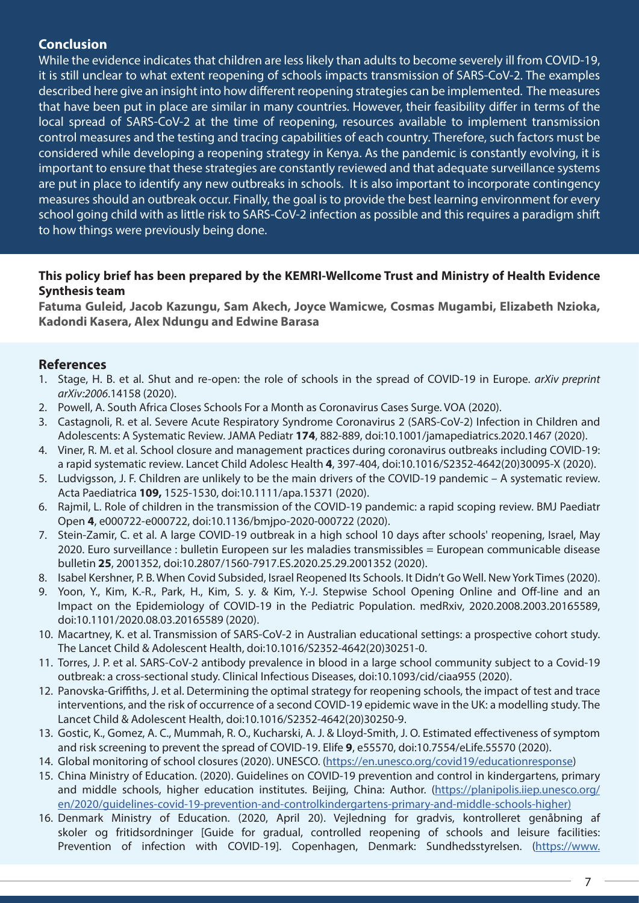## Conclusion

While the evidence indicates that children are less likely than adults to become severely ill from COVID-19, it is still unclear to what extent reopening of schools impacts transmission of SARS-CoV-2. The examples described here give an insight into how different reopening strategies can be implemented. The measures that have been put in place are similar in many countries. However, their feasibility differ in terms of the local spread of SARS-CoV-2 at the time of reopening, resources available to implement transmission control measures and the testing and tracing capabilities of each country. Therefore, such factors must be considered while developing a reopening strategy in Kenya. As the pandemic is constantly evolving, it is important to ensure that these strategies are constantly reviewed and that adequate surveillance systems are put in place to identify any new outbreaks in schools. It is also important to incorporate contingency measures should an outbreak occur. Finally, the goal is to provide the best learning environment for every school going child with as little risk to SARS-CoV-2 infection as possible and this requires a paradigm shift to how things were previously being done.

**This policy brief has been prepared by the KEMRI-Wellcome Trust and Ministry of Health Evidence Synthesis team**

**Fatuma Guleid, Jacob Kazungu, Sam Akech, Joyce Wamicwe, Cosmas Mugambi, Elizabeth Nzioka, Kadondi Kasera, Alex Ndungu and Edwine Barasa**

## References

1. Stage, H. B. et al. Shut and re-open: the role of schools in the spread of COVID-19 in Europe. *arXiv preprint arXiv:2006*.14158 (2020).
2. Powell, A. South Africa Closes Schools For a Month as Coronavirus Cases Surge. VOA (2020).
3. Castagnoli, R. et al. Severe Acute Respiratory Syndrome Coronavirus 2 (SARS-CoV-2) Infection in Children and Adolescents: A Systematic Review. JAMA Pediatr **174**, 882-889, doi:10.1001/jamapediatrics.2020.1467 (2020).
4. Viner, R. M. et al. School closure and management practices during coronavirus outbreaks including COVID-19: a rapid systematic review. Lancet Child Adolesc Health **4**, 397-404, doi:10.1016/S2352-4642(20)30095-X (2020).
5. Ludvigsson, J. F. Children are unlikely to be the main drivers of the COVID-19 pandemic – A systematic review. Acta Paediatrica **109,** 1525-1530, doi:10.1111/apa.15371 (2020).
6. Rajmil, L. Role of children in the transmission of the COVID-19 pandemic: a rapid scoping review. BMJ Paediatr Open **4**, e000722-e000722, doi:10.1136/bmjpo-2020-000722 (2020).
7. Stein-Zamir, C. et al. A large COVID-19 outbreak in a high school 10 days after schools' reopening, Israel, May 2020. Euro surveillance : bulletin Europeen sur les maladies transmissibles = European communicable disease bulletin **25**, 2001352, doi:10.2807/1560-7917.ES.2020.25.29.2001352 (2020).
8. Isabel Kershner, P. B. When Covid Subsided, Israel Reopened Its Schools. It Didn't Go Well. New York Times (2020).
9. Yoon, Y., Kim, K.-R., Park, H., Kim, S. y. & Kim, Y.-J. Stepwise School Opening Online and Off-line and an Impact on the Epidemiology of COVID-19 in the Pediatric Population. medRxiv, 2020.2008.2003.20165589, doi:10.1101/2020.08.03.20165589 (2020).
10. Macartney, K. et al. Transmission of SARS-CoV-2 in Australian educational settings: a prospective cohort study. The Lancet Child & Adolescent Health, doi:10.1016/S2352-4642(20)30251-0.
11. Torres, J. P. et al. SARS-CoV-2 antibody prevalence in blood in a large school community subject to a Covid-19 outbreak: a cross-sectional study. Clinical Infectious Diseases, doi:10.1093/cid/ciaa955 (2020).
12. Panovska-Griffiths, J. et al. Determining the optimal strategy for reopening schools, the impact of test and trace interventions, and the risk of occurrence of a second COVID-19 epidemic wave in the UK: a modelling study. The Lancet Child & Adolescent Health, doi:10.1016/S2352-4642(20)30250-9.
13. Gostic, K., Gomez, A. C., Mummah, R. O., Kucharski, A. J. & Lloyd-Smith, J. O. Estimated effectiveness of symptom and risk screening to prevent the spread of COVID-19. Elife **9**, e55570, doi:10.7554/eLife.55570 (2020).
14. Global monitoring of school closures (2020). UNESCO. (https://en.unesco.org/covid19/educationresponse)
15. China Ministry of Education. (2020). Guidelines on COVID-19 prevention and control in kindergartens, primary and middle schools, higher education institutes. Beijing, China: Author. (https://planipolis.iiep.unesco.org/en/2020/guidelines-covid-19-prevention-and-controlkindergartens-primary-and-middle-schools-higher)
16. Denmark Ministry of Education. (2020, April 20). Vejledning for gradvis, kontrolleret genåbning af skoler og fritidsordninger [Guide for gradual, controlled reopening of schools and leisure facilities: Prevention of infection with COVID-19]. Copenhagen, Denmark: Sundhedsstyrelsen. (https://www.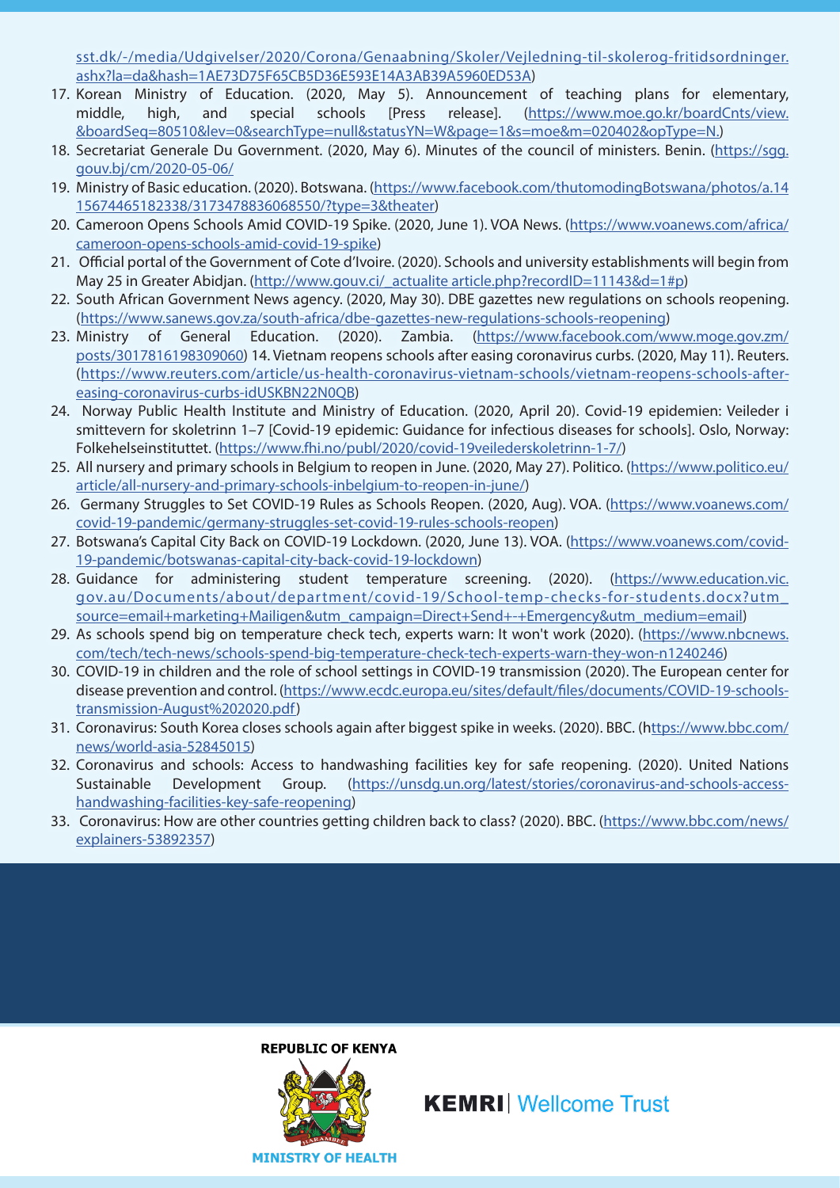sst.dk/-/media/Udgivelser/2020/Corona/Genaabning/Skoler/Vejledning-til-skolerog-fritidsordninger.ashx?la=da&hash=1AE73D75F65CB5D36E593E14A3AB39A5960ED53A)

17. Korean Ministry of Education. (2020, May 5). Announcement of teaching plans for elementary, middle, high, and special schools [Press release]. (https://www.moe.go.kr/boardCnts/view.&boardSeq=80510&lev=0&searchType=null&statusYN=W&page=1&s=moe&m=020402&opType=N.)
18. Secretariat Generale Du Government. (2020, May 6). Minutes of the council of ministers. Benin. (https://sgg.gouv.bj/cm/2020-05-06/
19. Ministry of Basic education. (2020). Botswana. (https://www.facebook.com/thutomodingBotswana/photos/a.1415674465182338/3173478836068550/?type=3&theater)
20. Cameroon Opens Schools Amid COVID-19 Spike. (2020, June 1). VOA News. (https://www.voanews.com/africa/cameroon-opens-schools-amid-covid-19-spike)
21. Official portal of the Government of Cote d'Ivoire. (2020). Schools and university establishments will begin from May 25 in Greater Abidjan. (http://www.gouv.ci/_actualite article.php?recordID=11143&d=1#p)
22. South African Government News agency. (2020, May 30). DBE gazettes new regulations on schools reopening. (https://www.sanews.gov.za/south-africa/dbe-gazettes-new-regulations-schools-reopening)
23. Ministry of General Education. (2020). Zambia. (https://www.facebook.com/www.moge.gov.zm/posts/3017816198309060) 14. Vietnam reopens schools after easing coronavirus curbs. (2020, May 11). Reuters. (https://www.reuters.com/article/us-health-coronavirus-vietnam-schools/vietnam-reopens-schools-after-easing-coronavirus-curbs-idUSKBN22N0QB)
24. Norway Public Health Institute and Ministry of Education. (2020, April 20). Covid-19 epidemien: Veileder i smittevern for skoletrinn 1–7 [Covid-19 epidemic: Guidance for infectious diseases for schools]. Oslo, Norway: Folkehelseinstituttet. (https://www.fhi.no/publ/2020/covid-19veilederskoletrinn-1-7/)
25. All nursery and primary schools in Belgium to reopen in June. (2020, May 27). Politico. (https://www.politico.eu/article/all-nursery-and-primary-schools-inbelgium-to-reopen-in-june/)
26. Germany Struggles to Set COVID-19 Rules as Schools Reopen. (2020, Aug). VOA. (https://www.voanews.com/covid-19-pandemic/germany-struggles-set-covid-19-rules-schools-reopen)
27. Botswana's Capital City Back on COVID-19 Lockdown. (2020, June 13). VOA. (https://www.voanews.com/covid-19-pandemic/botswanas-capital-city-back-covid-19-lockdown)
28. Guidance for administering student temperature screening. (2020). (https://www.education.vic.gov.au/Documents/about/department/covid-19/School-temp-checks-for-students.docx?utm_source=email+marketing+Mailigen&utm_campaign=Direct+Send+-+Emergency&utm_medium=email)
29. As schools spend big on temperature check tech, experts warn: It won't work (2020). (https://www.nbcnews.com/tech/tech-news/schools-spend-big-temperature-check-tech-experts-warn-they-won-n1240246)
30. COVID-19 in children and the role of school settings in COVID-19 transmission (2020). The European center for disease prevention and control. (https://www.ecdc.europa.eu/sites/default/files/documents/COVID-19-schools-transmission-August%202020.pdf)
31. Coronavirus: South Korea closes schools again after biggest spike in weeks. (2020). BBC. (https://www.bbc.com/news/world-asia-52845015)
32. Coronavirus and schools: Access to handwashing facilities key for safe reopening. (2020). United Nations Sustainable Development Group. (https://unsdg.un.org/latest/stories/coronavirus-and-schools-access-handwashing-facilities-key-safe-reopening)
33. Coronavirus: How are other countries getting children back to class? (2020). BBC. (https://www.bbc.com/news/explainers-53892357)

REPUBLIC OF KENYA

MINISTRY OF HEALTH

KEMRI | Wellcome Trust